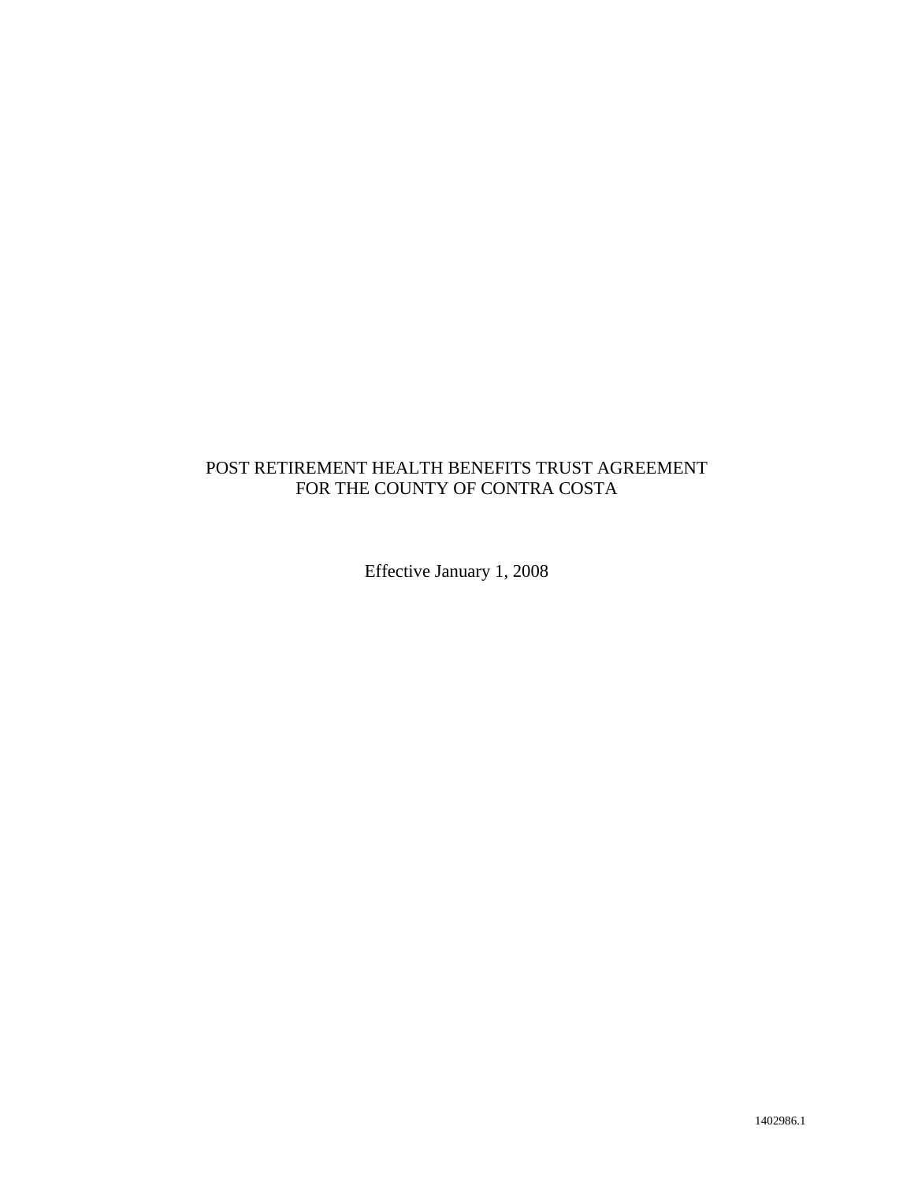# POST RETIREMENT HEALTH BENEFITS TRUST AGREEMENT FOR THE COUNTY OF CONTRA COSTA

Effective January 1, 2008

1402986.1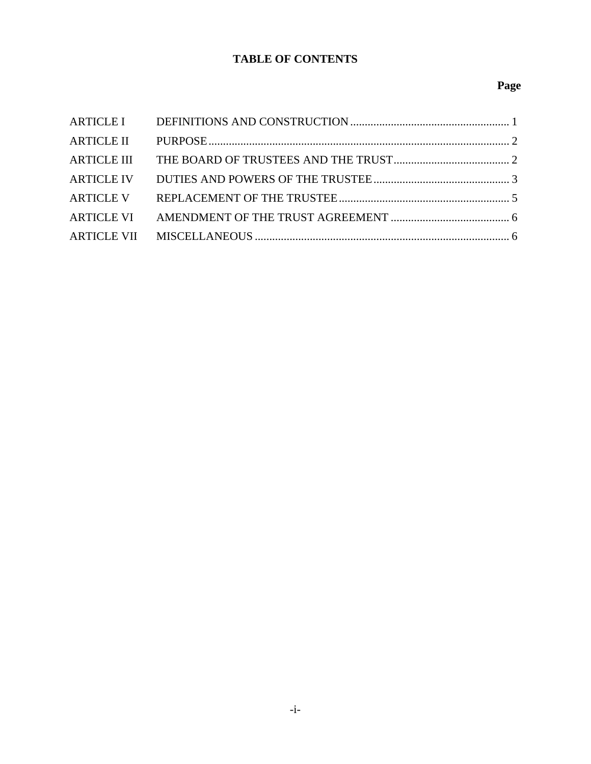# TABLE OF CONTENTS

| | | Page |
|---|---|---|
| ARTICLE I | DEFINITIONS AND CONSTRUCTION | 1 |
| ARTICLE II | PURPOSE | 2 |
| ARTICLE III | THE BOARD OF TRUSTEES AND THE TRUST | 2 |
| ARTICLE IV | DUTIES AND POWERS OF THE TRUSTEE | 3 |
| ARTICLE V | REPLACEMENT OF THE TRUSTEE | 5 |
| ARTICLE VI | AMENDMENT OF THE TRUST AGREEMENT | 6 |
| ARTICLE VII | MISCELLANEOUS | 6 |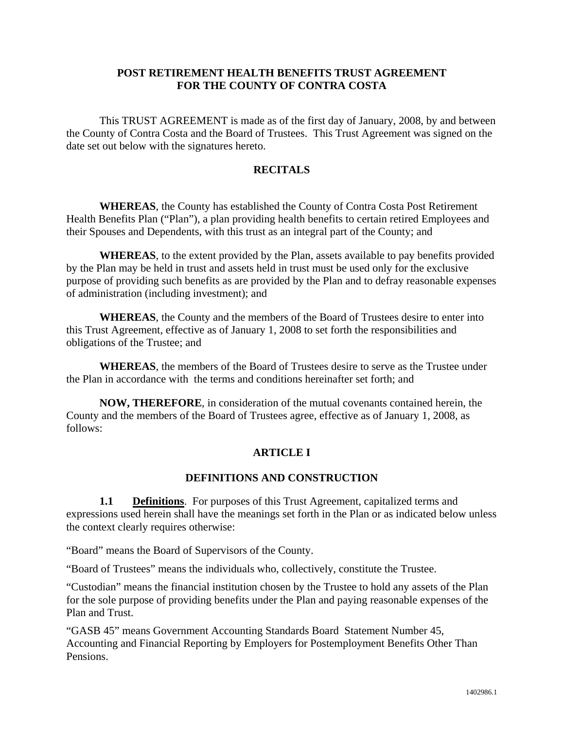# POST RETIREMENT HEALTH BENEFITS TRUST AGREEMENT FOR THE COUNTY OF CONTRA COSTA

This TRUST AGREEMENT is made as of the first day of January, 2008, by and between the County of Contra Costa and the Board of Trustees. This Trust Agreement was signed on the date set out below with the signatures hereto.

## RECITALS

**WHEREAS**, the County has established the County of Contra Costa Post Retirement Health Benefits Plan ("Plan"), a plan providing health benefits to certain retired Employees and their Spouses and Dependents, with this trust as an integral part of the County; and

**WHEREAS**, to the extent provided by the Plan, assets available to pay benefits provided by the Plan may be held in trust and assets held in trust must be used only for the exclusive purpose of providing such benefits as are provided by the Plan and to defray reasonable expenses of administration (including investment); and

**WHEREAS**, the County and the members of the Board of Trustees desire to enter into this Trust Agreement, effective as of January 1, 2008 to set forth the responsibilities and obligations of the Trustee; and

**WHEREAS**, the members of the Board of Trustees desire to serve as the Trustee under the Plan in accordance with the terms and conditions hereinafter set forth; and

**NOW, THEREFORE**, in consideration of the mutual covenants contained herein, the County and the members of the Board of Trustees agree, effective as of January 1, 2008, as follows:

## ARTICLE I

## DEFINITIONS AND CONSTRUCTION

**1.1 <u>Definitions</u>**. For purposes of this Trust Agreement, capitalized terms and expressions used herein shall have the meanings set forth in the Plan or as indicated below unless the context clearly requires otherwise:

"Board" means the Board of Supervisors of the County.

"Board of Trustees" means the individuals who, collectively, constitute the Trustee.

"Custodian" means the financial institution chosen by the Trustee to hold any assets of the Plan for the sole purpose of providing benefits under the Plan and paying reasonable expenses of the Plan and Trust.

"GASB 45" means Government Accounting Standards Board Statement Number 45, Accounting and Financial Reporting by Employers for Postemployment Benefits Other Than Pensions.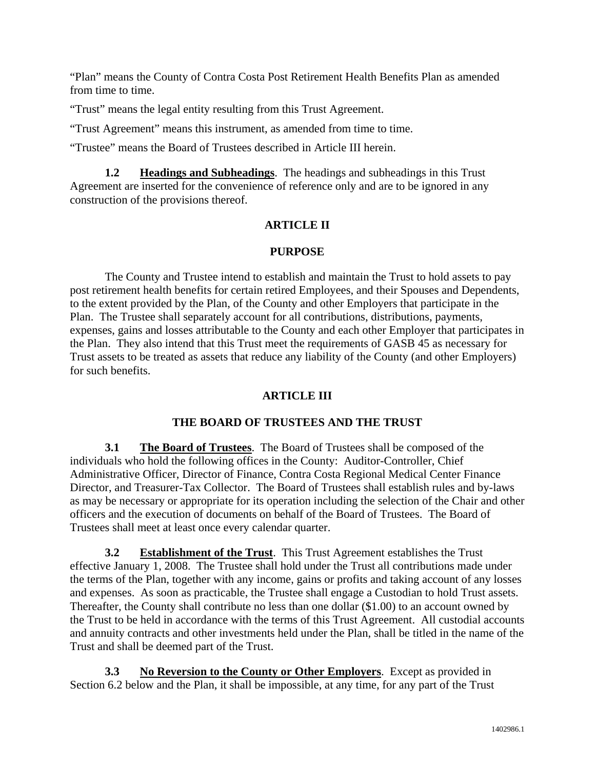"Plan" means the County of Contra Costa Post Retirement Health Benefits Plan as amended from time to time.

"Trust" means the legal entity resulting from this Trust Agreement.

"Trust Agreement" means this instrument, as amended from time to time.

"Trustee" means the Board of Trustees described in Article III herein.

**1.2 Headings and Subheadings**. The headings and subheadings in this Trust Agreement are inserted for the convenience of reference only and are to be ignored in any construction of the provisions thereof.

## ARTICLE II

## PURPOSE

The County and Trustee intend to establish and maintain the Trust to hold assets to pay post retirement health benefits for certain retired Employees, and their Spouses and Dependents, to the extent provided by the Plan, of the County and other Employers that participate in the Plan. The Trustee shall separately account for all contributions, distributions, payments, expenses, gains and losses attributable to the County and each other Employer that participates in the Plan. They also intend that this Trust meet the requirements of GASB 45 as necessary for Trust assets to be treated as assets that reduce any liability of the County (and other Employers) for such benefits.

## ARTICLE III

## THE BOARD OF TRUSTEES AND THE TRUST

**3.1 The Board of Trustees**. The Board of Trustees shall be composed of the individuals who hold the following offices in the County: Auditor-Controller, Chief Administrative Officer, Director of Finance, Contra Costa Regional Medical Center Finance Director, and Treasurer-Tax Collector. The Board of Trustees shall establish rules and by-laws as may be necessary or appropriate for its operation including the selection of the Chair and other officers and the execution of documents on behalf of the Board of Trustees. The Board of Trustees shall meet at least once every calendar quarter.

**3.2 Establishment of the Trust**. This Trust Agreement establishes the Trust effective January 1, 2008. The Trustee shall hold under the Trust all contributions made under the terms of the Plan, together with any income, gains or profits and taking account of any losses and expenses. As soon as practicable, the Trustee shall engage a Custodian to hold Trust assets. Thereafter, the County shall contribute no less than one dollar ($1.00) to an account owned by the Trust to be held in accordance with the terms of this Trust Agreement. All custodial accounts and annuity contracts and other investments held under the Plan, shall be titled in the name of the Trust and shall be deemed part of the Trust.

**3.3 No Reversion to the County or Other Employers**. Except as provided in Section 6.2 below and the Plan, it shall be impossible, at any time, for any part of the Trust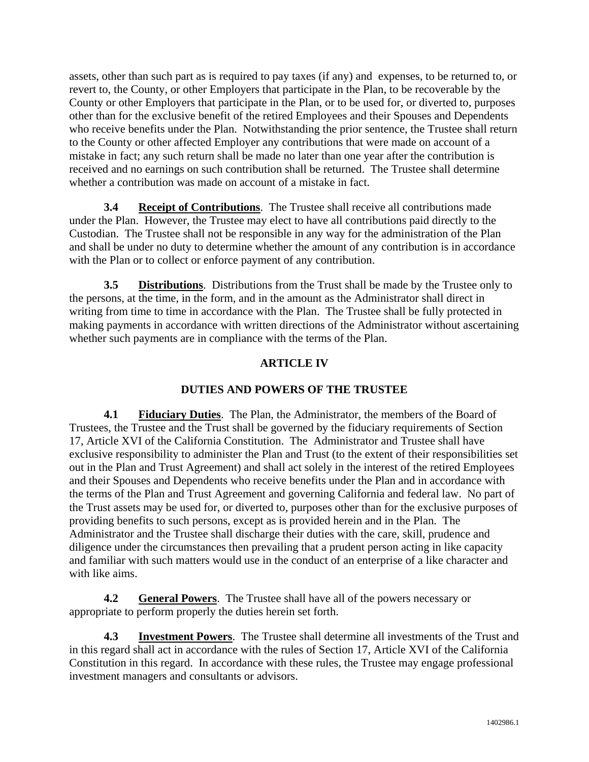assets, other than such part as is required to pay taxes (if any) and expenses, to be returned to, or revert to, the County, or other Employers that participate in the Plan, to be recoverable by the County or other Employers that participate in the Plan, or to be used for, or diverted to, purposes other than for the exclusive benefit of the retired Employees and their Spouses and Dependents who receive benefits under the Plan. Notwithstanding the prior sentence, the Trustee shall return to the County or other affected Employer any contributions that were made on account of a mistake in fact; any such return shall be made no later than one year after the contribution is received and no earnings on such contribution shall be returned. The Trustee shall determine whether a contribution was made on account of a mistake in fact.

**3.4 Receipt of Contributions**. The Trustee shall receive all contributions made under the Plan. However, the Trustee may elect to have all contributions paid directly to the Custodian. The Trustee shall not be responsible in any way for the administration of the Plan and shall be under no duty to determine whether the amount of any contribution is in accordance with the Plan or to collect or enforce payment of any contribution.

**3.5 Distributions**. Distributions from the Trust shall be made by the Trustee only to the persons, at the time, in the form, and in the amount as the Administrator shall direct in writing from time to time in accordance with the Plan. The Trustee shall be fully protected in making payments in accordance with written directions of the Administrator without ascertaining whether such payments are in compliance with the terms of the Plan.

## ARTICLE IV

## DUTIES AND POWERS OF THE TRUSTEE

**4.1 Fiduciary Duties**. The Plan, the Administrator, the members of the Board of Trustees, the Trustee and the Trust shall be governed by the fiduciary requirements of Section 17, Article XVI of the California Constitution. The Administrator and Trustee shall have exclusive responsibility to administer the Plan and Trust (to the extent of their responsibilities set out in the Plan and Trust Agreement) and shall act solely in the interest of the retired Employees and their Spouses and Dependents who receive benefits under the Plan and in accordance with the terms of the Plan and Trust Agreement and governing California and federal law. No part of the Trust assets may be used for, or diverted to, purposes other than for the exclusive purposes of providing benefits to such persons, except as is provided herein and in the Plan. The Administrator and the Trustee shall discharge their duties with the care, skill, prudence and diligence under the circumstances then prevailing that a prudent person acting in like capacity and familiar with such matters would use in the conduct of an enterprise of a like character and with like aims.

**4.2 General Powers**. The Trustee shall have all of the powers necessary or appropriate to perform properly the duties herein set forth.

**4.3 Investment Powers**. The Trustee shall determine all investments of the Trust and in this regard shall act in accordance with the rules of Section 17, Article XVI of the California Constitution in this regard. In accordance with these rules, the Trustee may engage professional investment managers and consultants or advisors.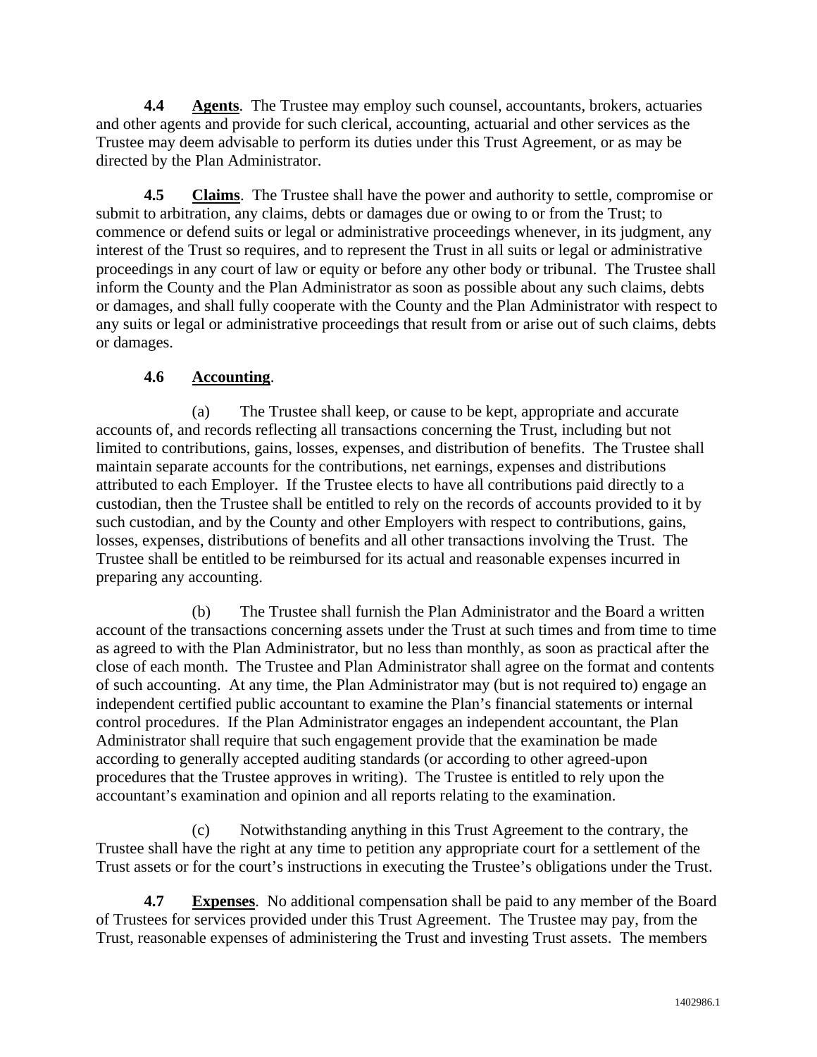**4.4 Agents**. The Trustee may employ such counsel, accountants, brokers, actuaries and other agents and provide for such clerical, accounting, actuarial and other services as the Trustee may deem advisable to perform its duties under this Trust Agreement, or as may be directed by the Plan Administrator.

**4.5 Claims**. The Trustee shall have the power and authority to settle, compromise or submit to arbitration, any claims, debts or damages due or owing to or from the Trust; to commence or defend suits or legal or administrative proceedings whenever, in its judgment, any interest of the Trust so requires, and to represent the Trust in all suits or legal or administrative proceedings in any court of law or equity or before any other body or tribunal. The Trustee shall inform the County and the Plan Administrator as soon as possible about any such claims, debts or damages, and shall fully cooperate with the County and the Plan Administrator with respect to any suits or legal or administrative proceedings that result from or arise out of such claims, debts or damages.

**4.6 Accounting**.

(a) The Trustee shall keep, or cause to be kept, appropriate and accurate accounts of, and records reflecting all transactions concerning the Trust, including but not limited to contributions, gains, losses, expenses, and distribution of benefits. The Trustee shall maintain separate accounts for the contributions, net earnings, expenses and distributions attributed to each Employer. If the Trustee elects to have all contributions paid directly to a custodian, then the Trustee shall be entitled to rely on the records of accounts provided to it by such custodian, and by the County and other Employers with respect to contributions, gains, losses, expenses, distributions of benefits and all other transactions involving the Trust. The Trustee shall be entitled to be reimbursed for its actual and reasonable expenses incurred in preparing any accounting.

(b) The Trustee shall furnish the Plan Administrator and the Board a written account of the transactions concerning assets under the Trust at such times and from time to time as agreed to with the Plan Administrator, but no less than monthly, as soon as practical after the close of each month. The Trustee and Plan Administrator shall agree on the format and contents of such accounting. At any time, the Plan Administrator may (but is not required to) engage an independent certified public accountant to examine the Plan's financial statements or internal control procedures. If the Plan Administrator engages an independent accountant, the Plan Administrator shall require that such engagement provide that the examination be made according to generally accepted auditing standards (or according to other agreed-upon procedures that the Trustee approves in writing). The Trustee is entitled to rely upon the accountant's examination and opinion and all reports relating to the examination.

(c) Notwithstanding anything in this Trust Agreement to the contrary, the Trustee shall have the right at any time to petition any appropriate court for a settlement of the Trust assets or for the court's instructions in executing the Trustee's obligations under the Trust.

**4.7 Expenses**. No additional compensation shall be paid to any member of the Board of Trustees for services provided under this Trust Agreement. The Trustee may pay, from the Trust, reasonable expenses of administering the Trust and investing Trust assets. The members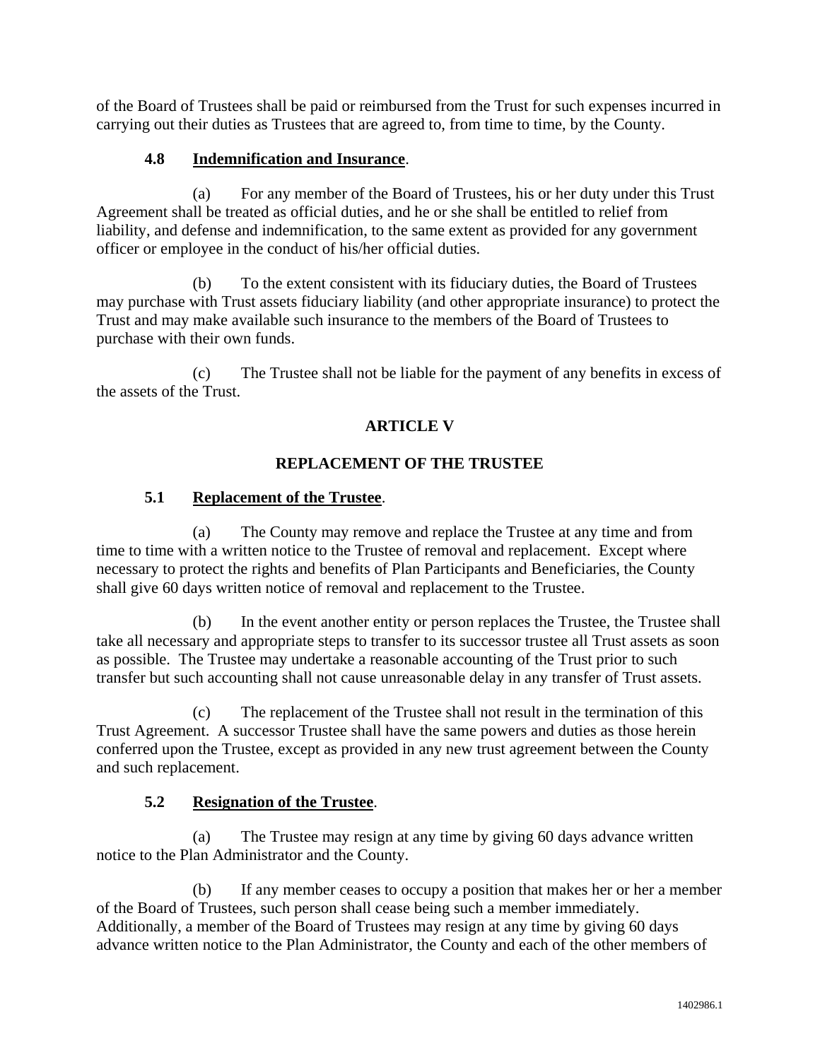of the Board of Trustees shall be paid or reimbursed from the Trust for such expenses incurred in carrying out their duties as Trustees that are agreed to, from time to time, by the County.

**4.8 Indemnification and Insurance**.

(a) For any member of the Board of Trustees, his or her duty under this Trust Agreement shall be treated as official duties, and he or she shall be entitled to relief from liability, and defense and indemnification, to the same extent as provided for any government officer or employee in the conduct of his/her official duties.

(b) To the extent consistent with its fiduciary duties, the Board of Trustees may purchase with Trust assets fiduciary liability (and other appropriate insurance) to protect the Trust and may make available such insurance to the members of the Board of Trustees to purchase with their own funds.

(c) The Trustee shall not be liable for the payment of any benefits in excess of the assets of the Trust.

## ARTICLE V

## REPLACEMENT OF THE TRUSTEE

**5.1 Replacement of the Trustee**.

(a) The County may remove and replace the Trustee at any time and from time to time with a written notice to the Trustee of removal and replacement. Except where necessary to protect the rights and benefits of Plan Participants and Beneficiaries, the County shall give 60 days written notice of removal and replacement to the Trustee.

(b) In the event another entity or person replaces the Trustee, the Trustee shall take all necessary and appropriate steps to transfer to its successor trustee all Trust assets as soon as possible. The Trustee may undertake a reasonable accounting of the Trust prior to such transfer but such accounting shall not cause unreasonable delay in any transfer of Trust assets.

(c) The replacement of the Trustee shall not result in the termination of this Trust Agreement. A successor Trustee shall have the same powers and duties as those herein conferred upon the Trustee, except as provided in any new trust agreement between the County and such replacement.

**5.2 Resignation of the Trustee**.

(a) The Trustee may resign at any time by giving 60 days advance written notice to the Plan Administrator and the County.

(b) If any member ceases to occupy a position that makes her or her a member of the Board of Trustees, such person shall cease being such a member immediately. Additionally, a member of the Board of Trustees may resign at any time by giving 60 days advance written notice to the Plan Administrator, the County and each of the other members of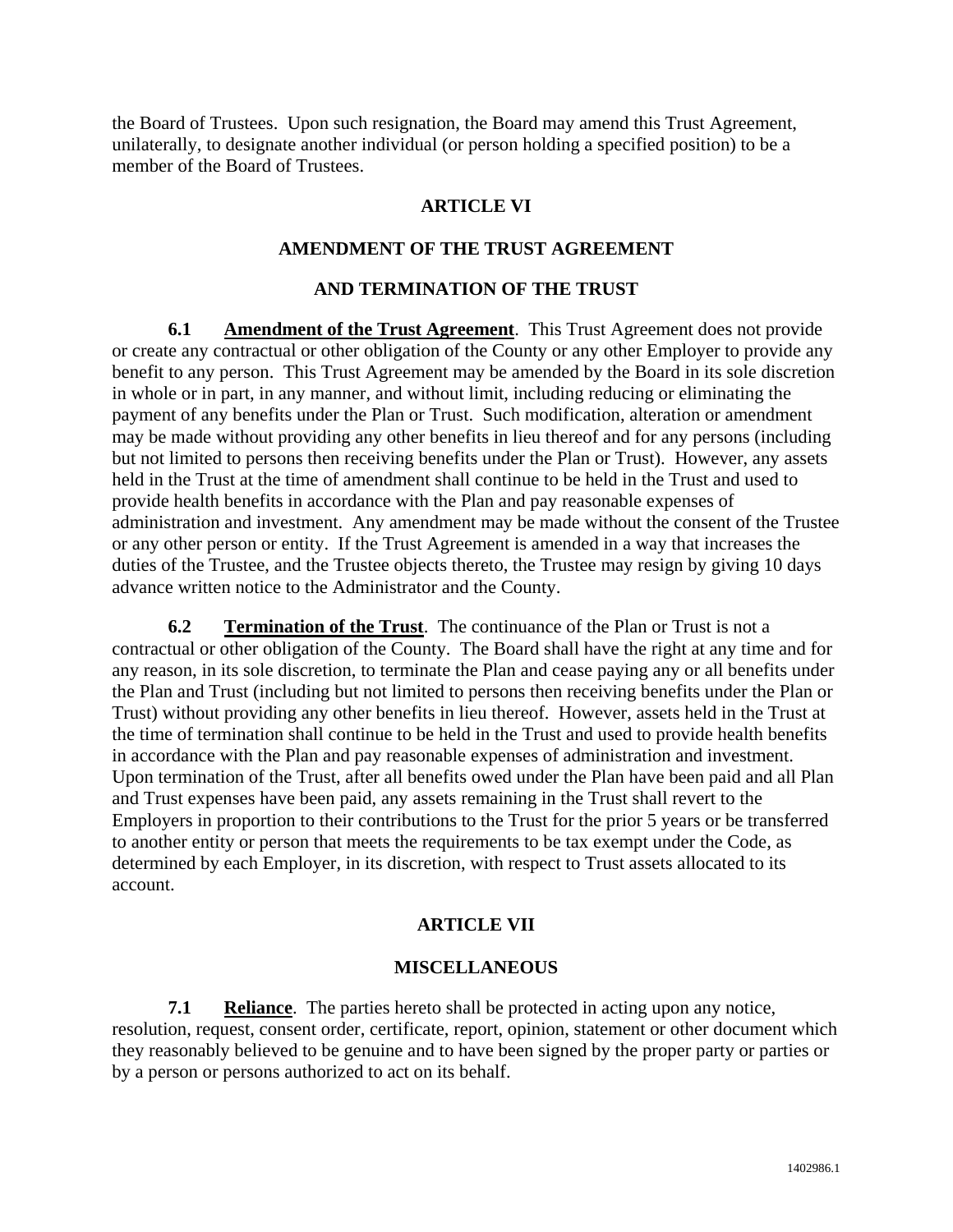the Board of Trustees. Upon such resignation, the Board may amend this Trust Agreement, unilaterally, to designate another individual (or person holding a specified position) to be a member of the Board of Trustees.

## ARTICLE VI

## AMENDMENT OF THE TRUST AGREEMENT

## AND TERMINATION OF THE TRUST

**6.1 Amendment of the Trust Agreement**. This Trust Agreement does not provide or create any contractual or other obligation of the County or any other Employer to provide any benefit to any person. This Trust Agreement may be amended by the Board in its sole discretion in whole or in part, in any manner, and without limit, including reducing or eliminating the payment of any benefits under the Plan or Trust. Such modification, alteration or amendment may be made without providing any other benefits in lieu thereof and for any persons (including but not limited to persons then receiving benefits under the Plan or Trust). However, any assets held in the Trust at the time of amendment shall continue to be held in the Trust and used to provide health benefits in accordance with the Plan and pay reasonable expenses of administration and investment. Any amendment may be made without the consent of the Trustee or any other person or entity. If the Trust Agreement is amended in a way that increases the duties of the Trustee, and the Trustee objects thereto, the Trustee may resign by giving 10 days advance written notice to the Administrator and the County.

**6.2 Termination of the Trust**. The continuance of the Plan or Trust is not a contractual or other obligation of the County. The Board shall have the right at any time and for any reason, in its sole discretion, to terminate the Plan and cease paying any or all benefits under the Plan and Trust (including but not limited to persons then receiving benefits under the Plan or Trust) without providing any other benefits in lieu thereof. However, assets held in the Trust at the time of termination shall continue to be held in the Trust and used to provide health benefits in accordance with the Plan and pay reasonable expenses of administration and investment. Upon termination of the Trust, after all benefits owed under the Plan have been paid and all Plan and Trust expenses have been paid, any assets remaining in the Trust shall revert to the Employers in proportion to their contributions to the Trust for the prior 5 years or be transferred to another entity or person that meets the requirements to be tax exempt under the Code, as determined by each Employer, in its discretion, with respect to Trust assets allocated to its account.

## ARTICLE VII

## MISCELLANEOUS

**7.1 Reliance**. The parties hereto shall be protected in acting upon any notice, resolution, request, consent order, certificate, report, opinion, statement or other document which they reasonably believed to be genuine and to have been signed by the proper party or parties or by a person or persons authorized to act on its behalf.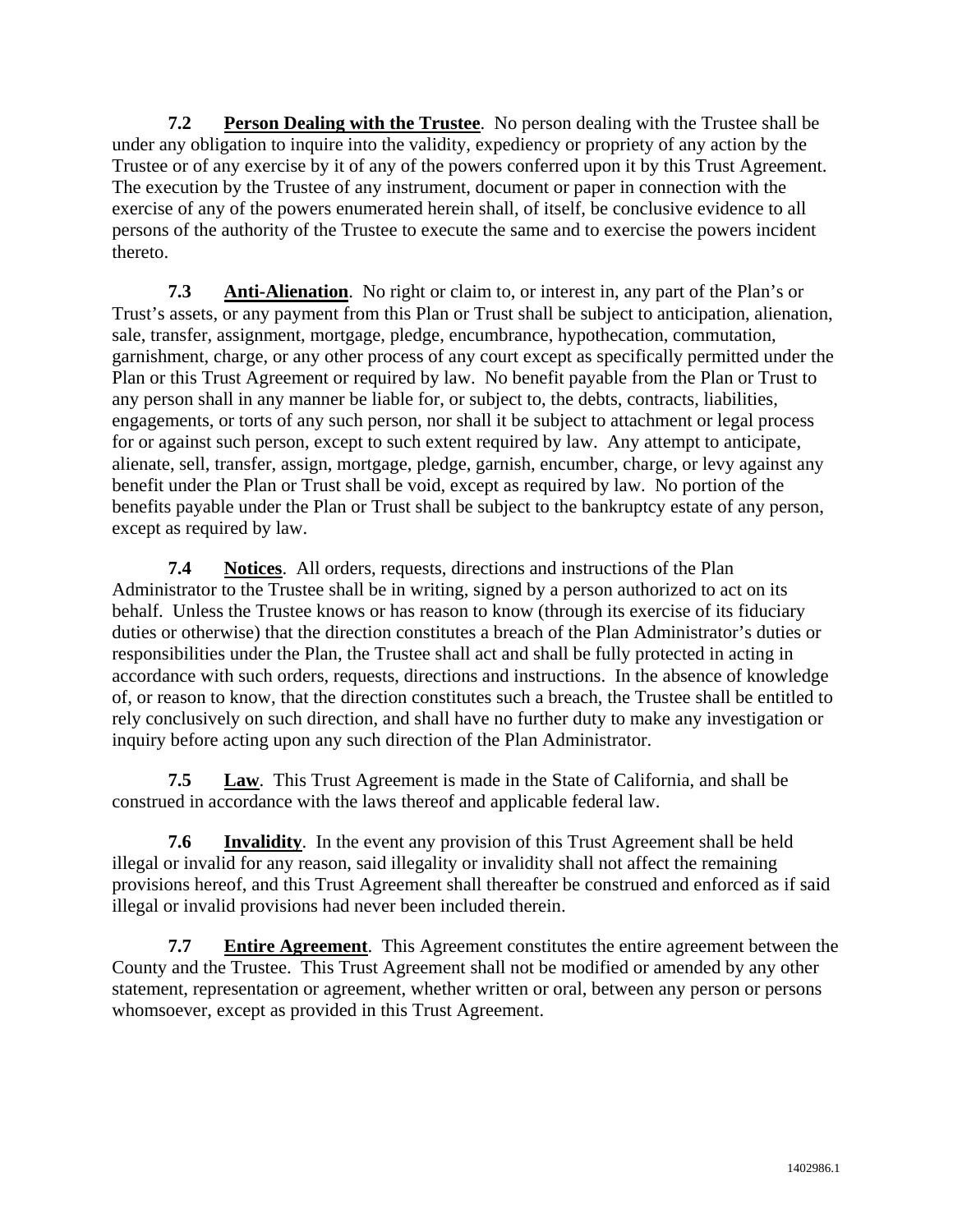**7.2 Person Dealing with the Trustee**. No person dealing with the Trustee shall be under any obligation to inquire into the validity, expediency or propriety of any action by the Trustee or of any exercise by it of any of the powers conferred upon it by this Trust Agreement. The execution by the Trustee of any instrument, document or paper in connection with the exercise of any of the powers enumerated herein shall, of itself, be conclusive evidence to all persons of the authority of the Trustee to execute the same and to exercise the powers incident thereto.

**7.3 Anti-Alienation**. No right or claim to, or interest in, any part of the Plan's or Trust's assets, or any payment from this Plan or Trust shall be subject to anticipation, alienation, sale, transfer, assignment, mortgage, pledge, encumbrance, hypothecation, commutation, garnishment, charge, or any other process of any court except as specifically permitted under the Plan or this Trust Agreement or required by law. No benefit payable from the Plan or Trust to any person shall in any manner be liable for, or subject to, the debts, contracts, liabilities, engagements, or torts of any such person, nor shall it be subject to attachment or legal process for or against such person, except to such extent required by law. Any attempt to anticipate, alienate, sell, transfer, assign, mortgage, pledge, garnish, encumber, charge, or levy against any benefit under the Plan or Trust shall be void, except as required by law. No portion of the benefits payable under the Plan or Trust shall be subject to the bankruptcy estate of any person, except as required by law.

**7.4 Notices**. All orders, requests, directions and instructions of the Plan Administrator to the Trustee shall be in writing, signed by a person authorized to act on its behalf. Unless the Trustee knows or has reason to know (through its exercise of its fiduciary duties or otherwise) that the direction constitutes a breach of the Plan Administrator's duties or responsibilities under the Plan, the Trustee shall act and shall be fully protected in acting in accordance with such orders, requests, directions and instructions. In the absence of knowledge of, or reason to know, that the direction constitutes such a breach, the Trustee shall be entitled to rely conclusively on such direction, and shall have no further duty to make any investigation or inquiry before acting upon any such direction of the Plan Administrator.

**7.5 Law**. This Trust Agreement is made in the State of California, and shall be construed in accordance with the laws thereof and applicable federal law.

**7.6 Invalidity**. In the event any provision of this Trust Agreement shall be held illegal or invalid for any reason, said illegality or invalidity shall not affect the remaining provisions hereof, and this Trust Agreement shall thereafter be construed and enforced as if said illegal or invalid provisions had never been included therein.

**7.7 Entire Agreement**. This Agreement constitutes the entire agreement between the County and the Trustee. This Trust Agreement shall not be modified or amended by any other statement, representation or agreement, whether written or oral, between any person or persons whomsoever, except as provided in this Trust Agreement.

1402986.1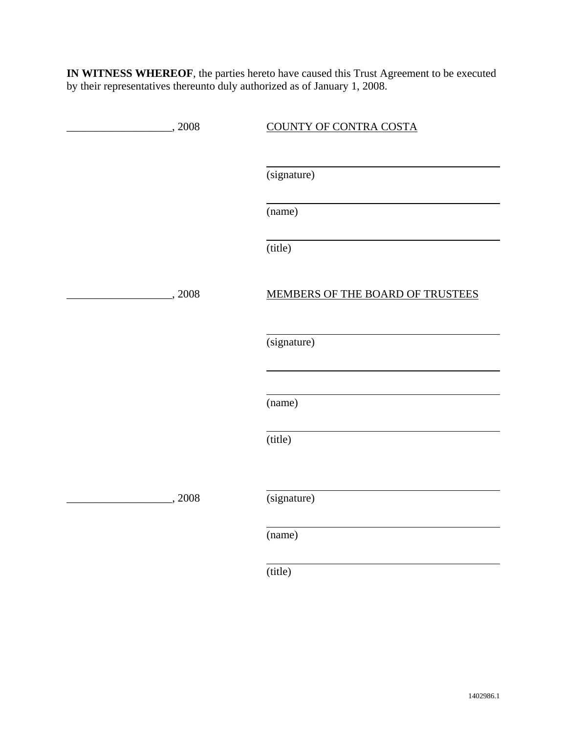**IN WITNESS WHEREOF**, the parties hereto have caused this Trust Agreement to be executed by their representatives thereunto duly authorized as of January 1, 2008.

| | |
|---|---|
| ___________________, 2008 | COUNTY OF CONTRA COSTA |
| | ______________________________ |
| | (signature) |
| | ______________________________ |
| | (name) |
| | ______________________________ |
| | (title) |
| ___________________, 2008 | MEMBERS OF THE BOARD OF TRUSTEES |
| | ______________________________ |
| | (signature) |
| | ______________________________ |
| | ______________________________ |
| | (name) |
| | ______________________________ |
| | (title) |
| | ______________________________ |
| ___________________, 2008 | (signature) |
| | ______________________________ |
| | (name) |
| | ______________________________ |
| | (title) |

1402986.1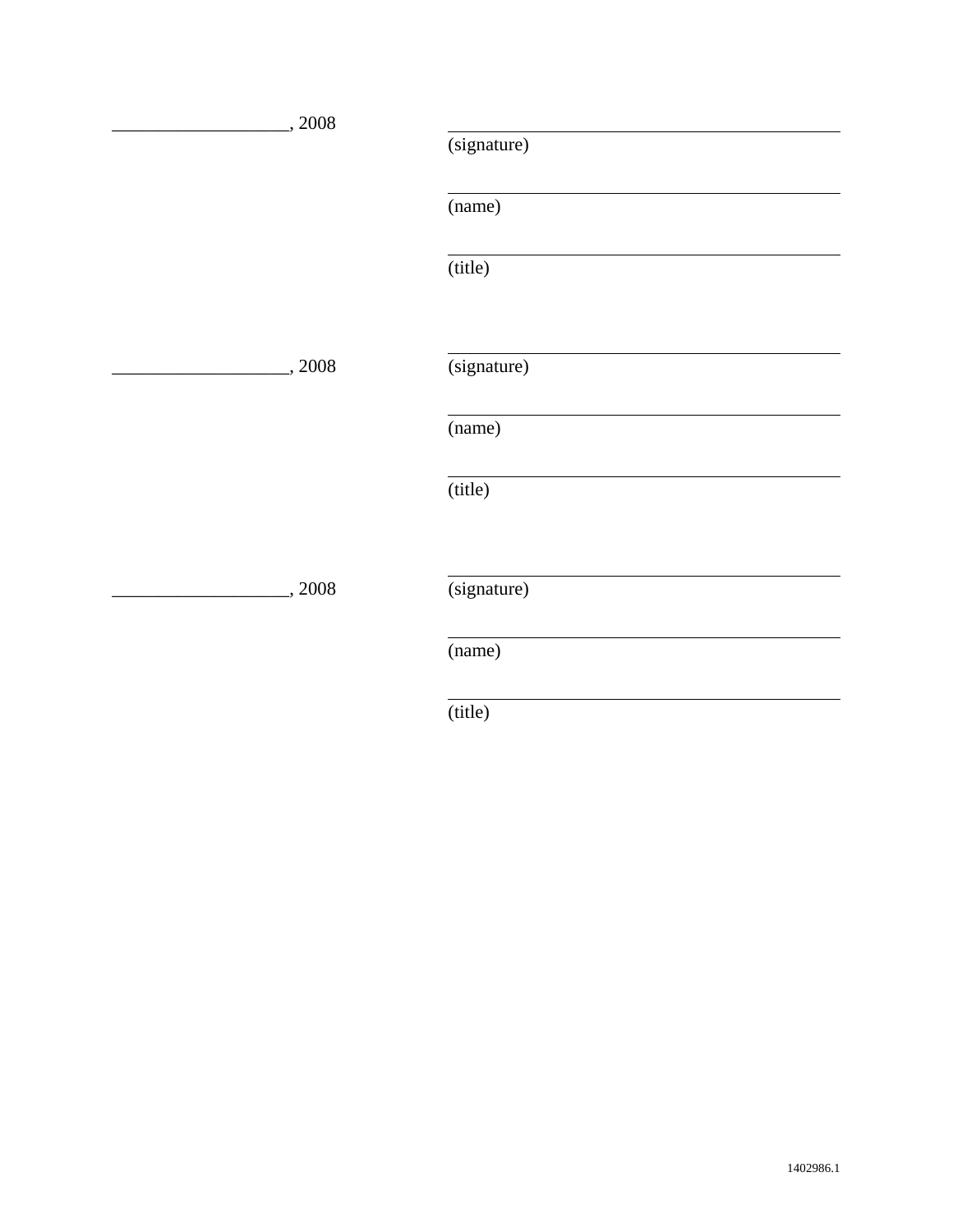___________________, 2008

______________________________________
(signature)

______________________________________
(name)

______________________________________
(title)

___________________, 2008

______________________________________
(signature)

______________________________________
(name)

______________________________________
(title)

___________________, 2008

______________________________________
(signature)

______________________________________
(name)

______________________________________
(title)

1402986.1